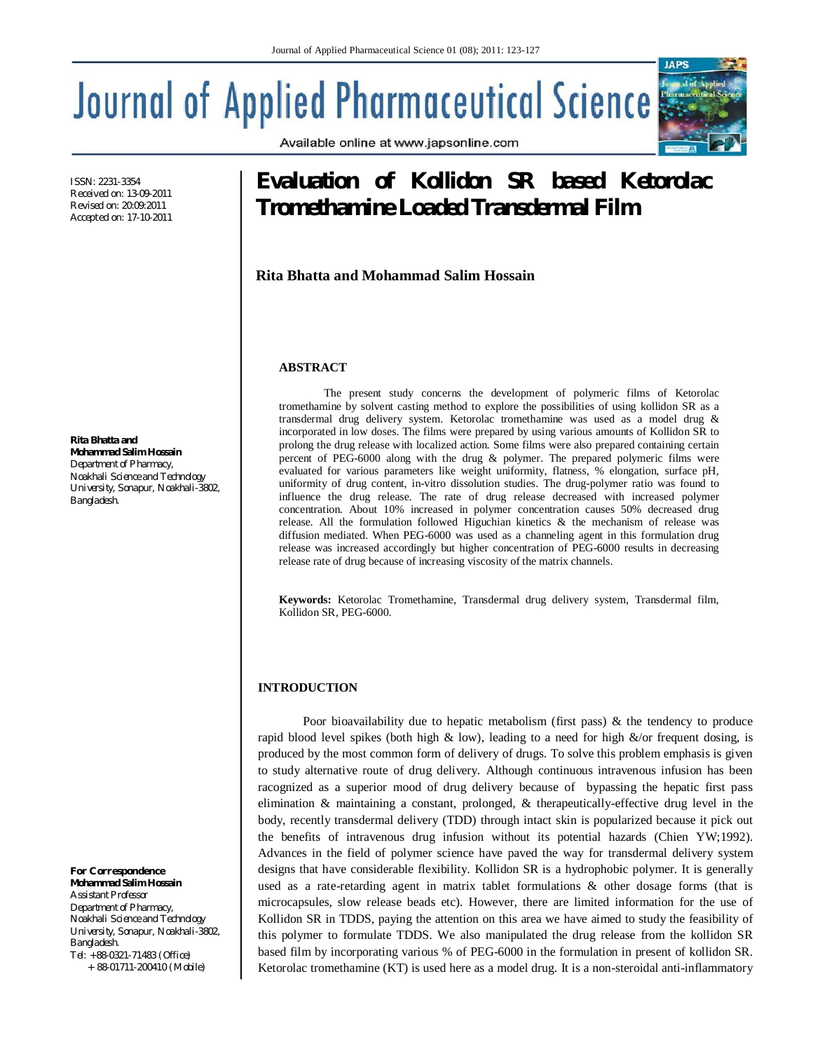ISSN: 2231-3354
Received on: 13-09-2011
Revised on: 20:09:2011
Accepted on: 17-10-2011

# Evaluation of Kollidon SR based Ketorolac Tromethamine Loaded Transdermal Film

**Rita Bhatta and Mohammad Salim Hossain**

**Rita Bhatta and Mohammad Salim Hossain**
Department of Pharmacy,
Noakhali Science and Technology University, Sonapur, Noakhali-3802, Bangladesh.

**For Correspondence**
**Mohammad Salim Hossain**
Assistant Professor
Department of Pharmacy,
Noakhali Science and Technology University, Sonapur, Noakhali-3802, Bangladesh.
Tel: +88-0321-71483 (Office)
+ 88-01711-200410 (Mobile)

## ABSTRACT

The present study concerns the development of polymeric films of Ketorolac tromethamine by solvent casting method to explore the possibilities of using kollidon SR as a transdermal drug delivery system. Ketorolac tromethamine was used as a model drug & incorporated in low doses. The films were prepared by using various amounts of Kollidon SR to prolong the drug release with localized action. Some films were also prepared containing certain percent of PEG-6000 along with the drug & polymer. The prepared polymeric films were evaluated for various parameters like weight uniformity, flatness, % elongation, surface pH, uniformity of drug content, in-vitro dissolution studies. The drug-polymer ratio was found to influence the drug release. The rate of drug release decreased with increased polymer concentration. About 10% increased in polymer concentration causes 50% decreased drug release. All the formulation followed Higuchian kinetics & the mechanism of release was diffusion mediated. When PEG-6000 was used as a channeling agent in this formulation drug release was increased accordingly but higher concentration of PEG-6000 results in decreasing release rate of drug because of increasing viscosity of the matrix channels.

**Keywords:** Ketorolac Tromethamine, Transdermal drug delivery system, Transdermal film, Kollidon SR, PEG-6000.

## INTRODUCTION

Poor bioavailability due to hepatic metabolism (first pass) & the tendency to produce rapid blood level spikes (both high & low), leading to a need for high &/or frequent dosing, is produced by the most common form of delivery of drugs. To solve this problem emphasis is given to study alternative route of drug delivery. Although continuous intravenous infusion has been racognized as a superior mood of drug delivery because of bypassing the hepatic first pass elimination & maintaining a constant, prolonged, & therapeutically-effective drug level in the body, recently transdermal delivery (TDD) through intact skin is popularized because it pick out the benefits of intravenous drug infusion without its potential hazards (Chien YW;1992). Advances in the field of polymer science have paved the way for transdermal delivery system designs that have considerable flexibility. Kollidon SR is a hydrophobic polymer. It is generally used as a rate-retarding agent in matrix tablet formulations & other dosage forms (that is microcapsules, slow release beads etc). However, there are limited information for the use of Kollidon SR in TDDS, paying the attention on this area we have aimed to study the feasibility of this polymer to formulate TDDS. We also manipulated the drug release from the kollidon SR based film by incorporating various % of PEG-6000 in the formulation in present of kollidon SR. Ketorolac tromethamine (KT) is used here as a model drug. It is a non-steroidal anti-inflammatory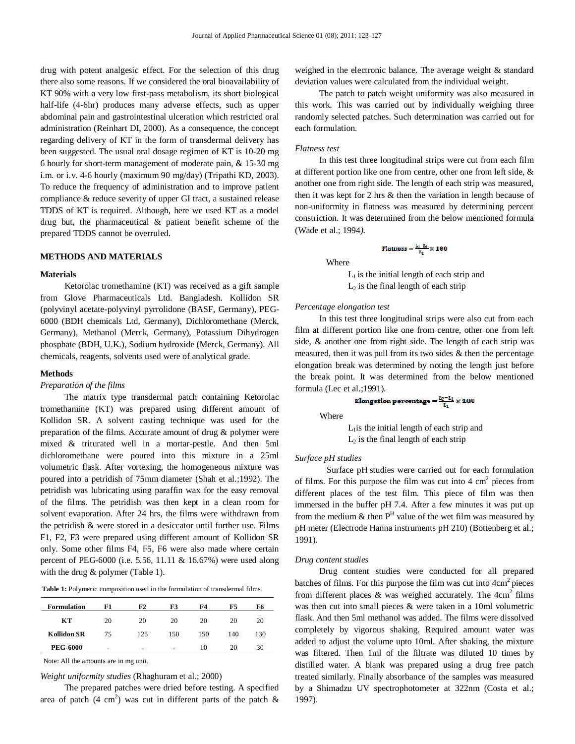drug with potent analgesic effect. For the selection of this drug there also some reasons. If we considered the oral bioavailability of KT 90% with a very low first-pass metabolism, its short biological half-life (4-6hr) produces many adverse effects, such as upper abdominal pain and gastrointestinal ulceration which restricted oral administration (Reinhart DI, 2000). As a consequence, the concept regarding delivery of KT in the form of transdermal delivery has been suggested. The usual oral dosage regimen of KT is 10-20 mg 6 hourly for short-term management of moderate pain, & 15-30 mg i.m. or i.v. 4-6 hourly (maximum 90 mg/day) (Tripathi KD, 2003). To reduce the frequency of administration and to improve patient compliance & reduce severity of upper GI tract, a sustained release TDDS of KT is required. Although, here we used KT as a model drug but, the pharmaceutical & patient benefit scheme of the prepared TDDS cannot be overruled.

## METHODS AND MATERIALS

### Materials

Ketorolac tromethamine (KT) was received as a gift sample from Glove Pharmaceuticals Ltd. Bangladesh. Kollidon SR (polyvinyl acetate-polyvinyl pyrrolidone (BASF, Germany), PEG-6000 (BDH chemicals Ltd, Germany), Dichloromethane (Merck, Germany), Methanol (Merck, Germany), Potassium Dihydrogen phosphate (BDH, U.K.), Sodium hydroxide (Merck, Germany). All chemicals, reagents, solvents used were of analytical grade.

### Methods

*Preparation of the films*

The matrix type transdermal patch containing Ketorolac tromethamine (KT) was prepared using different amount of Kollidon SR. A solvent casting technique was used for the preparation of the films. Accurate amount of drug & polymer were mixed & triturated well in a mortar-pestle. And then 5ml dichloromethane were poured into this mixture in a 25ml volumetric flask. After vortexing, the homogeneous mixture was poured into a petridish of 75mm diameter (Shah et al.;1992). The petridish was lubricating using paraffin wax for the easy removal of the films. The petridish was then kept in a clean room for solvent evaporation. After 24 hrs, the films were withdrawn from the petridish & were stored in a desiccator until further use. Films F1, F2, F3 were prepared using different amount of Kollidon SR only. Some other films F4, F5, F6 were also made where certain percent of PEG-6000 (i.e. 5.56, 11.11 & 16.67%) were used along with the drug & polymer (Table 1).

**Table 1:** Polymeric composition used in the formulation of transdermal films.

| Formulation | F1 | F2 | F3 | F4 | F5 | F6 |
|---|---|---|---|---|---|---|
| KT | 20 | 20 | 20 | 20 | 20 | 20 |
| Kollidon SR | 75 | 125 | 150 | 150 | 140 | 130 |
| PEG-6000 | - | - | - | 10 | 20 | 30 |

Note: All the amounts are in mg unit.

*Weight uniformity studies* (Rhaghuram et al.; 2000)

The prepared patches were dried before testing. A specified area of patch (4 cm$^2$) was cut in different parts of the patch & weighed in the electronic balance. The average weight & standard deviation values were calculated from the individual weight.

The patch to patch weight uniformity was also measured in this work. This was carried out by individually weighing three randomly selected patches. Such determination was carried out for each formulation.

*Flatness test*

In this test three longitudinal strips were cut from each film at different portion like one from centre, other one from left side, & another one from right side. The length of each strip was measured, then it was kept for 2 hrs & then the variation in length because of non-uniformity in flatness was measured by determining percent constriction. It was determined from the below mentioned formula (Wade et al.; 1994).

$$\text{Flatness} = \frac{L_2 - L_1}{L_1} \times 100$$

Where

$L_1$ is the initial length of each strip and
$L_2$ is the final length of each strip

*Percentage elongation test*

In this test three longitudinal strips were also cut from each film at different portion like one from centre, other one from left side, & another one from right side. The length of each strip was measured, then it was pull from its two sides & then the percentage elongation break was determined by noting the length just before the break point. It was determined from the below mentioned formula (Lec et al.;1991).

$$\text{Elongation percentage} = \frac{L_2 - L_1}{L_1} \times 100$$

Where

$L_1$is the initial length of each strip and
$L_2$ is the final length of each strip

*Surface pH studies*

Surface pH studies were carried out for each formulation of films. For this purpose the film was cut into 4 cm$^2$ pieces from different places of the test film. This piece of film was then immersed in the buffer pH 7.4. After a few minutes it was put up from the medium & then P$^H$ value of the wet film was measured by pH meter (Electrode Hanna instruments pH 210) (Bottenberg et al.; 1991).

*Drug content studies*

Drug content studies were conducted for all prepared batches of films. For this purpose the film was cut into 4cm$^2$ pieces from different places & was weighed accurately. The 4cm$^2$ films was then cut into small pieces & were taken in a 10ml volumetric flask. And then 5ml methanol was added. The films were dissolved completely by vigorous shaking. Required amount water was added to adjust the volume upto 10ml. After shaking, the mixture was filtered. Then 1ml of the filtrate was diluted 10 times by distilled water. A blank was prepared using a drug free patch treated similarly. Finally absorbance of the samples was measured by a Shimadzu UV spectrophotometer at 322nm (Costa et al.; 1997).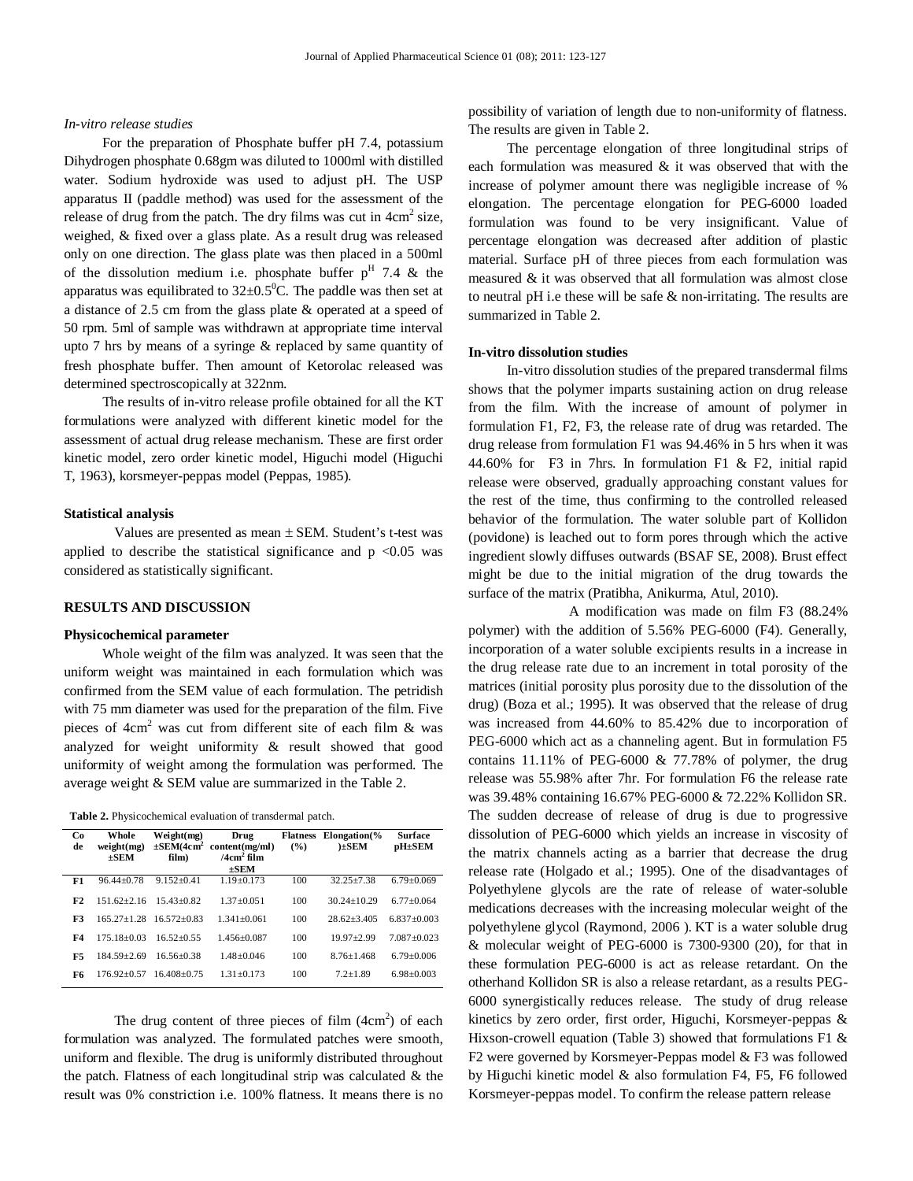*In-vitro release studies*

For the preparation of Phosphate buffer pH 7.4, potassium Dihydrogen phosphate 0.68gm was diluted to 1000ml with distilled water. Sodium hydroxide was used to adjust pH. The USP apparatus II (paddle method) was used for the assessment of the release of drug from the patch. The dry films was cut in 4cm$^2$ size, weighed, & fixed over a glass plate. As a result drug was released only on one direction. The glass plate was then placed in a 500ml of the dissolution medium i.e. phosphate buffer p$^H$ 7.4 & the apparatus was equilibrated to 32±0.5$^0$C. The paddle was then set at a distance of 2.5 cm from the glass plate & operated at a speed of 50 rpm. 5ml of sample was withdrawn at appropriate time interval upto 7 hrs by means of a syringe & replaced by same quantity of fresh phosphate buffer. Then amount of Ketorolac released was determined spectroscopically at 322nm.

The results of in-vitro release profile obtained for all the KT formulations were analyzed with different kinetic model for the assessment of actual drug release mechanism. These are first order kinetic model, zero order kinetic model, Higuchi model (Higuchi T, 1963), korsmeyer-peppas model (Peppas, 1985).

**Statistical analysis**

Values are presented as mean ± SEM. Student's t-test was applied to describe the statistical significance and $p < 0.05$ was considered as statistically significant.

## RESULTS AND DISCUSSION

**Physicochemical parameter**

Whole weight of the film was analyzed. It was seen that the uniform weight was maintained in each formulation which was confirmed from the SEM value of each formulation. The petridish with 75 mm diameter was used for the preparation of the film. Five pieces of 4cm$^2$ was cut from different site of each film & was analyzed for weight uniformity & result showed that good uniformity of weight among the formulation was performed. The average weight & SEM value are summarized in the Table 2.

**Table 2.** Physicochemical evaluation of transdermal patch.

| Code | Whole weight(mg) ±SEM | Weight(mg) ±SEM(4cm$^2$ film) | Drug content(mg/ml) /4cm$^2$ film ±SEM | Flatness (%) | Elongation(%)±SEM | Surface pH±SEM |
|---|---|---|---|---|---|---|
| F1 | 96.44±0.78 | 9.152±0.41 | 1.19±0.173 | 100 | 32.25±7.38 | 6.79±0.069 |
| F2 | 151.62±2.16 | 15.43±0.82 | 1.37±0.051 | 100 | 30.24±10.29 | 6.77±0.064 |
| F3 | 165.27±1.28 | 16.572±0.83 | 1.341±0.061 | 100 | 28.62±3.405 | 6.837±0.003 |
| F4 | 175.18±0.03 | 16.52±0.55 | 1.456±0.087 | 100 | 19.97±2.99 | 7.087±0.023 |
| F5 | 184.59±2.69 | 16.56±0.38 | 1.48±0.046 | 100 | 8.76±1.468 | 6.79±0.006 |
| F6 | 176.92±0.57 | 16.408±0.75 | 1.31±0.173 | 100 | 7.2±1.89 | 6.98±0.003 |

The drug content of three pieces of film (4cm$^2$) of each formulation was analyzed. The formulated patches were smooth, uniform and flexible. The drug is uniformly distributed throughout the patch. Flatness of each longitudinal strip was calculated & the result was 0% constriction i.e. 100% flatness. It means there is no possibility of variation of length due to non-uniformity of flatness. The results are given in Table 2.

The percentage elongation of three longitudinal strips of each formulation was measured & it was observed that with the increase of polymer amount there was negligible increase of % elongation. The percentage elongation for PEG-6000 loaded formulation was found to be very insignificant. Value of percentage elongation was decreased after addition of plastic material. Surface pH of three pieces from each formulation was measured & it was observed that all formulation was almost close to neutral pH i.e these will be safe & non-irritating. The results are summarized in Table 2.

**In-vitro dissolution studies**

In-vitro dissolution studies of the prepared transdermal films shows that the polymer imparts sustaining action on drug release from the film. With the increase of amount of polymer in formulation F1, F2, F3, the release rate of drug was retarded. The drug release from formulation F1 was 94.46% in 5 hrs when it was 44.60% for F3 in 7hrs. In formulation F1 & F2, initial rapid release were observed, gradually approaching constant values for the rest of the time, thus confirming to the controlled released behavior of the formulation. The water soluble part of Kollidon (povidone) is leached out to form pores through which the active ingredient slowly diffuses outwards (BSAF SE, 2008). Brust effect might be due to the initial migration of the drug towards the surface of the matrix (Pratibha, Anikurma, Atul, 2010).

A modification was made on film F3 (88.24% polymer) with the addition of 5.56% PEG-6000 (F4). Generally, incorporation of a water soluble excipients results in a increase in the drug release rate due to an increment in total porosity of the matrices (initial porosity plus porosity due to the dissolution of the drug) (Boza et al.; 1995). It was observed that the release of drug was increased from 44.60% to 85.42% due to incorporation of PEG-6000 which act as a channeling agent. But in formulation F5 contains 11.11% of PEG-6000 & 77.78% of polymer, the drug release was 55.98% after 7hr. For formulation F6 the release rate was 39.48% containing 16.67% PEG-6000 & 72.22% Kollidon SR. The sudden decrease of release of drug is due to progressive dissolution of PEG-6000 which yields an increase in viscosity of the matrix channels acting as a barrier that decrease the drug release rate (Holgado et al.; 1995). One of the disadvantages of Polyethylene glycols are the rate of release of water-soluble medications decreases with the increasing molecular weight of the polyethylene glycol (Raymond, 2006 ). KT is a water soluble drug & molecular weight of PEG-6000 is 7300-9300 (20), for that in these formulation PEG-6000 is act as release retardant. On the otherhand Kollidon SR is also a release retardant, as a results PEG-6000 synergistically reduces release. The study of drug release kinetics by zero order, first order, Higuchi, Korsmeyer-peppas & Hixson-crowell equation (Table 3) showed that formulations F1 & F2 were governed by Korsmeyer-Peppas model & F3 was followed by Higuchi kinetic model & also formulation F4, F5, F6 followed Korsmeyer-peppas model. To confirm the release pattern release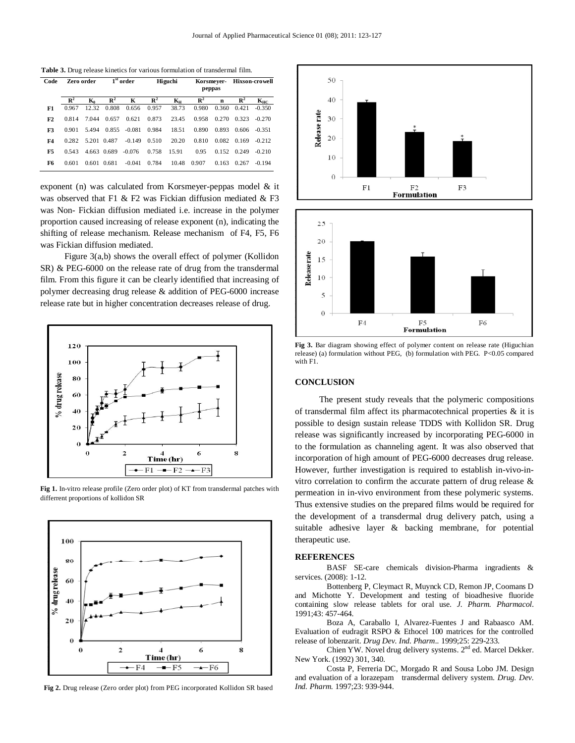**Table 3.** Drug release kinetics for various formulation of transdermal film.

| Code | Zero order | | 1st order | | Higuchi | | Korsmeyer-peppas | | Hixson-crowell | |
|---|---|---|---|---|---|---|---|---|---|---|
| | $R^2$ | $K_0$ | $R^2$ | K | $R^2$ | $K_H$ | $R^2$ | n | $R^2$ | $K_{HC}$ |
| F1 | 0.967 | 12.32 | 0.808 | 0.656 | 0.957 | 38.73 | 0.980 | 0.360 | 0.421 | -0.350 |
| F2 | 0.814 | 7.044 | 0.657 | 0.621 | 0.873 | 23.45 | 0.958 | 0.270 | 0.323 | -0.270 |
| F3 | 0.901 | 5.494 | 0.855 | -0.081 | 0.984 | 18.51 | 0.890 | 0.893 | 0.606 | -0.351 |
| F4 | 0.282 | 5.201 | 0.487 | -0.149 | 0.510 | 20.20 | 0.810 | 0.082 | 0.169 | -0.212 |
| F5 | 0.543 | 4.663 | 0.689 | -0.076 | 0.758 | 15.91 | 0.95 | 0.152 | 0.249 | -0.210 |
| F6 | 0.601 | 0.601 | 0.681 | -0.041 | 0.784 | 10.48 | 0.907 | 0.163 | 0.267 | -0.194 |

exponent (n) was calculated from Korsmeyer-peppas model & it was observed that F1 & F2 was Fickian diffusion mediated & F3 was Non- Fickian diffusion mediated i.e. increase in the polymer proportion caused increasing of release exponent (n), indicating the shifting of release mechanism. Release mechanism of F4, F5, F6 was Fickian diffusion mediated.

Figure 3(a,b) shows the overall effect of polymer (Kollidon SR) & PEG-6000 on the release rate of drug from the transdermal film. From this figure it can be clearly identified that increasing of polymer decreasing drug release & addition of PEG-6000 increase release rate but in higher concentration decreases release of drug.

**Fig 1.** In-vitro release profile (Zero order plot) of KT from transdermal patches with differrent proportions of kollidon SR

**Fig 2.** Drug release (Zero order plot) from PEG incorporated Kollidon SR based

**Fig 3.** Bar diagram showing effect of polymer content on release rate (Higuchian release) (a) formulation without PEG, (b) formulation with PEG. P<0.05 compared with F1.

## CONCLUSION

The present study reveals that the polymeric compositions of transdermal film affect its pharmacotechnical properties & it is possible to design sustain release TDDS with Kollidon SR. Drug release was significantly increased by incorporating PEG-6000 in to the formulation as channeling agent. It was also observed that incorporation of high amount of PEG-6000 decreases drug release. However, further investigation is required to establish in-vivo-in-vitro correlation to confirm the accurate pattern of drug release & permeation in in-vivo environment from these polymeric systems. Thus extensive studies on the prepared films would be required for the development of a transdermal drug delivery patch, using a suitable adhesive layer & backing membrane, for potential therapeutic use.

## REFERENCES

BASF SE-care chemicals division-Pharma ingradients & services. (2008): 1-12.

Bottenberg P, Cleymact R, Muynck CD, Remon JP, Coomans D and Michotte Y. Development and testing of bioadhesive fluoride containing slow release tablets for oral use. *J. Pharm. Pharmacol.* 1991;43: 457-464.

Boza A, Caraballo I, Alvarez-Fuentes J and Rabaasco AM. Evaluation of eudragit RSPO & Ethocel 100 matrices for the controlled release of lobenzarit. *Drug Dev. Ind. Pharm..* 1999;25: 229-233.

Chien YW. Novel drug delivery systems. 2nd ed. Marcel Dekker. New York. (1992) 301, 340.

Costa P, Ferreria DC, Morgado R and Sousa Lobo JM. Design and evaluation of a lorazepam transdermal delivery system. *Drug. Dev. Ind. Pharm.* 1997;23: 939-944.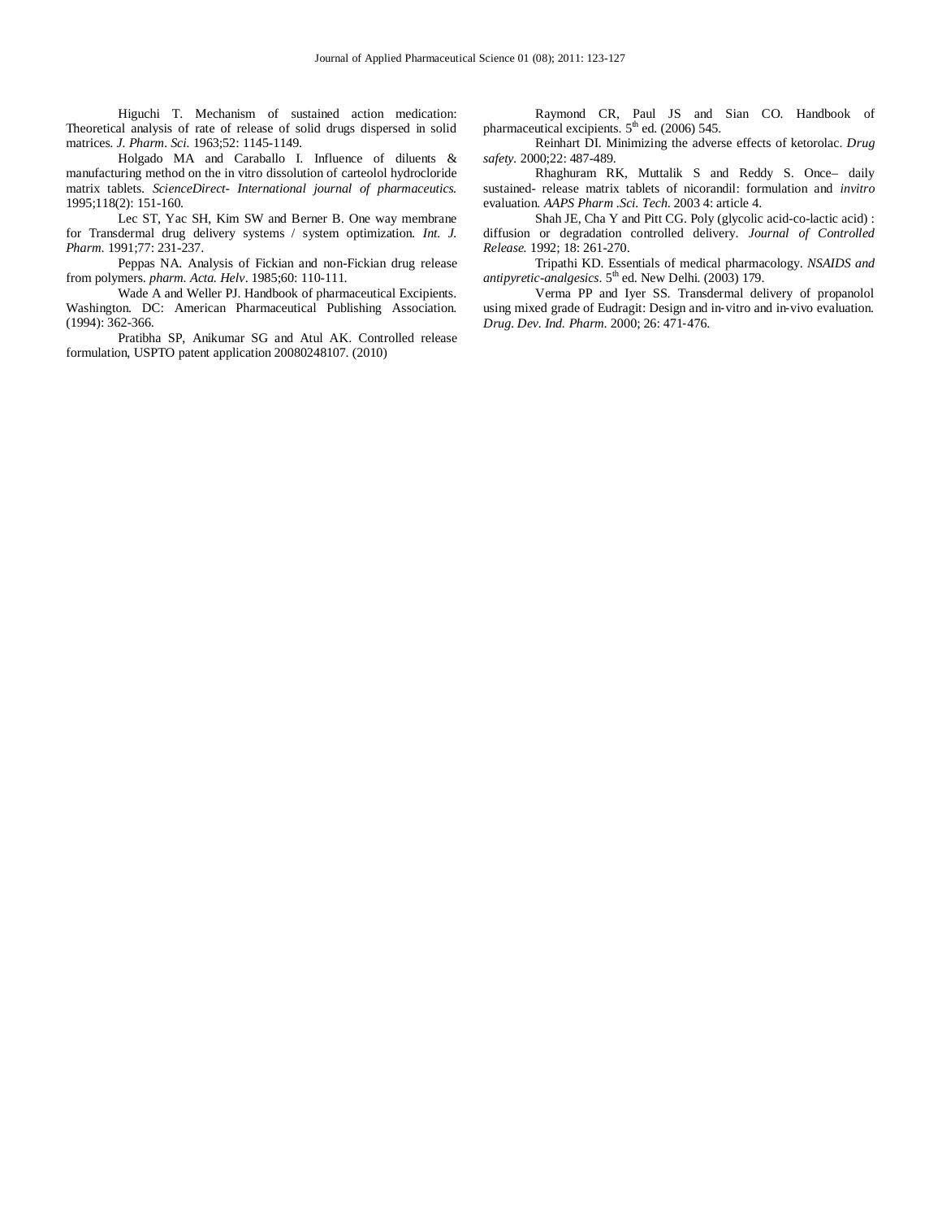Higuchi T. Mechanism of sustained action medication: Theoretical analysis of rate of release of solid drugs dispersed in solid matrices. *J. Pharm. Sci.* 1963;52: 1145-1149.

Holgado MA and Caraballo I. Influence of diluents & manufacturing method on the in vitro dissolution of carteolol hydrocloride matrix tablets. *ScienceDirect- International journal of pharmaceutics.* 1995;118(2): 151-160.

Lec ST, Yac SH, Kim SW and Berner B. One way membrane for Transdermal drug delivery systems / system optimization. *Int. J. Pharm.* 1991;77: 231-237.

Peppas NA. Analysis of Fickian and non-Fickian drug release from polymers. *pharm. Acta. Helv*. 1985;60: 110-111.

Wade A and Weller PJ. Handbook of pharmaceutical Excipients. Washington. DC: American Pharmaceutical Publishing Association. (1994): 362-366.

Pratibha SP, Anikumar SG and Atul AK. Controlled release formulation, USPTO patent application 20080248107. (2010)

Raymond CR, Paul JS and Sian CO. Handbook of pharmaceutical excipients. 5$^{th}$ ed. (2006) 545.

Reinhart DI. Minimizing the adverse effects of ketorolac. *Drug safety.* 2000;22: 487-489.

Rhaghuram RK, Muttalik S and Reddy S. Once– daily sustained- release matrix tablets of nicorandil: formulation and *invitro* evaluation. *AAPS Pharm .Sci. Tech*. 2003 4: article 4.

Shah JE, Cha Y and Pitt CG. Poly (glycolic acid-co-lactic acid) : diffusion or degradation controlled delivery. *Journal of Controlled Release.* 1992; 18: 261-270.

Tripathi KD. Essentials of medical pharmacology. *NSAIDS and antipyretic-analgesics*. 5$^{th}$ ed. New Delhi. (2003) 179.

Verma PP and Iyer SS. Transdermal delivery of propanolol using mixed grade of Eudragit: Design and in-vitro and in-vivo evaluation. *Drug. Dev. Ind. Pharm.* 2000; 26: 471-476.